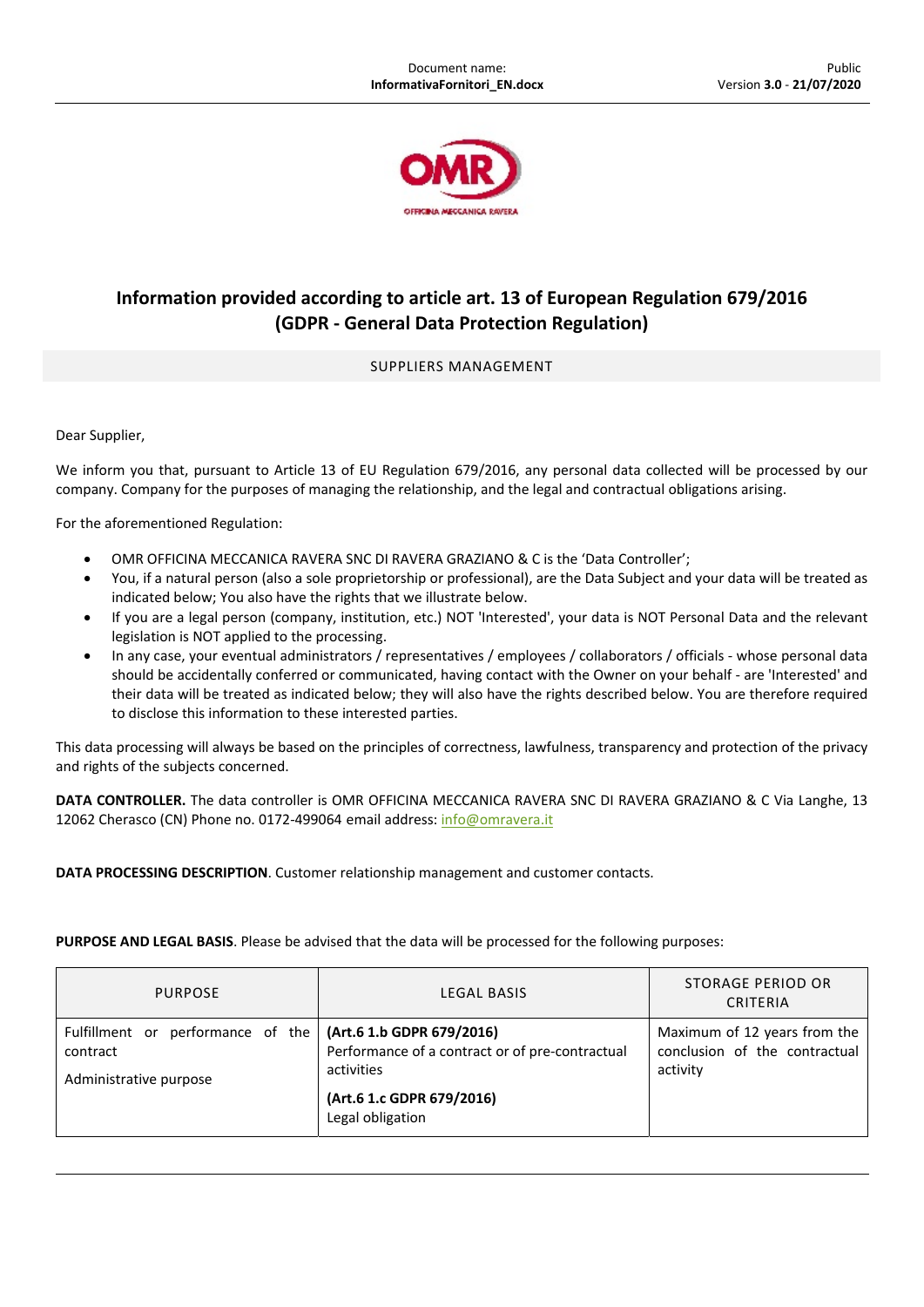# Information provided according to article art. 13 of European Regulation 679/2016 (GDPR - General Data Protection Regulation)

SUPPLIERS MANAGEMENT

Dear Supplier,

We inform you that, pursuant to Article 13 of EU Regulation 679/2016, any personal data collected will be processed by our company. Company for the purposes of managing the relationship, and the legal and contractual obligations arising.

For the aforementioned Regulation:

- OMR OFFICINA MECCANICA RAVERA SNC DI RAVERA GRAZIANO & C is the 'Data Controller';
- You, if a natural person (also a sole proprietorship or professional), are the Data Subject and your data will be treated as indicated below; You also have the rights that we illustrate below.
- If you are a legal person (company, institution, etc.) NOT 'Interested', your data is NOT Personal Data and the relevant legislation is NOT applied to the processing.
- In any case, your eventual administrators / representatives / employees / collaborators / officials - whose personal data should be accidentally conferred or communicated, having contact with the Owner on your behalf - are 'Interested' and their data will be treated as indicated below; they will also have the rights described below. You are therefore required to disclose this information to these interested parties.

This data processing will always be based on the principles of correctness, lawfulness, transparency and protection of the privacy and rights of the subjects concerned.

**DATA CONTROLLER.** The data controller is OMR OFFICINA MECCANICA RAVERA SNC DI RAVERA GRAZIANO & C Via Langhe, 13 12062 Cherasco (CN) Phone no. 0172-499064 email address: info@omravera.it

**DATA PROCESSING DESCRIPTION**. Customer relationship management and customer contacts.

**PURPOSE AND LEGAL BASIS**. Please be advised that the data will be processed for the following purposes:

| PURPOSE | LEGAL BASIS | STORAGE PERIOD OR CRITERIA |
|---|---|---|
| Fulfillment or performance of the contract<br><br>Administrative purpose | **(Art.6 1.b GDPR 679/2016)**<br>Performance of a contract or of pre-contractual activities<br><br>**(Art.6 1.c GDPR 679/2016)**<br>Legal obligation | Maximum of 12 years from the conclusion of the contractual activity |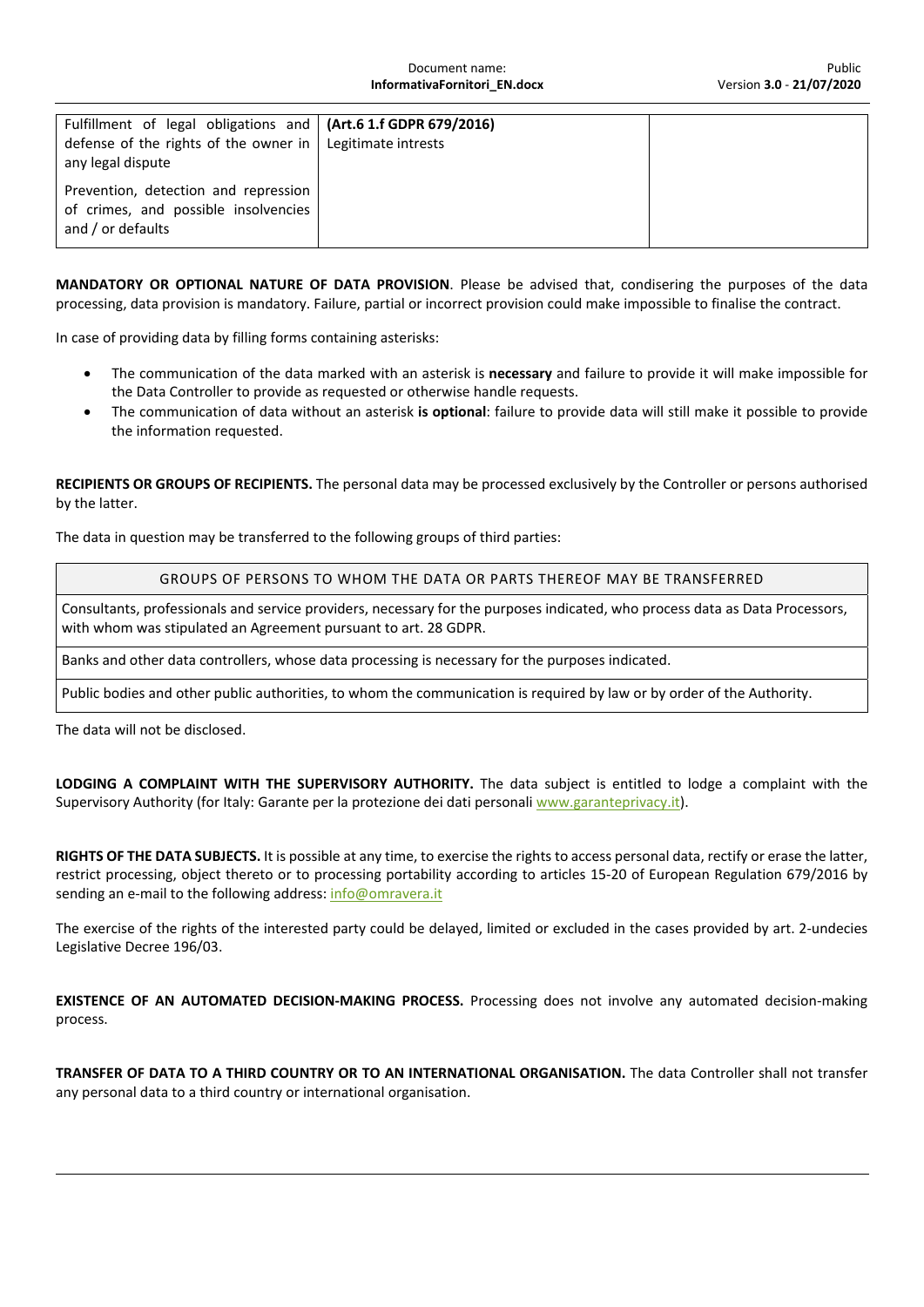| | | |
|---|---|---|
| Fulfillment of legal obligations and defense of the rights of the owner in any legal dispute<br><br>Prevention, detection and repression of crimes, and possible insolvencies and / or defaults | **(Art.6 1.f GDPR 679/2016)**<br>Legitimate intrests | |

**MANDATORY OR OPTIONAL NATURE OF DATA PROVISION**. Please be advised that, condisering the purposes of the data processing, data provision is mandatory. Failure, partial or incorrect provision could make impossible to finalise the contract.

In case of providing data by filling forms containing asterisks:

- The communication of the data marked with an asterisk is **necessary** and failure to provide it will make impossible for the Data Controller to provide as requested or otherwise handle requests.
- The communication of data without an asterisk **is optional**: failure to provide data will still make it possible to provide the information requested.

**RECIPIENTS OR GROUPS OF RECIPIENTS.** The personal data may be processed exclusively by the Controller or persons authorised by the latter.

The data in question may be transferred to the following groups of third parties:

| GROUPS OF PERSONS TO WHOM THE DATA OR PARTS THEREOF MAY BE TRANSFERRED |
|---|
| Consultants, professionals and service providers, necessary for the purposes indicated, who process data as Data Processors, with whom was stipulated an Agreement pursuant to art. 28 GDPR. |
| Banks and other data controllers, whose data processing is necessary for the purposes indicated. |
| Public bodies and other public authorities, to whom the communication is required by law or by order of the Authority. |

The data will not be disclosed.

**LODGING A COMPLAINT WITH THE SUPERVISORY AUTHORITY.** The data subject is entitled to lodge a complaint with the Supervisory Authority (for Italy: Garante per la protezione dei dati personali www.garanteprivacy.it).

**RIGHTS OF THE DATA SUBJECTS.** It is possible at any time, to exercise the rights to access personal data, rectify or erase the latter, restrict processing, object thereto or to processing portability according to articles 15-20 of European Regulation 679/2016 by sending an e-mail to the following address: info@omravera.it

The exercise of the rights of the interested party could be delayed, limited or excluded in the cases provided by art. 2-undecies Legislative Decree 196/03.

**EXISTENCE OF AN AUTOMATED DECISION-MAKING PROCESS.** Processing does not involve any automated decision-making process.

**TRANSFER OF DATA TO A THIRD COUNTRY OR TO AN INTERNATIONAL ORGANISATION.** The data Controller shall not transfer any personal data to a third country or international organisation.